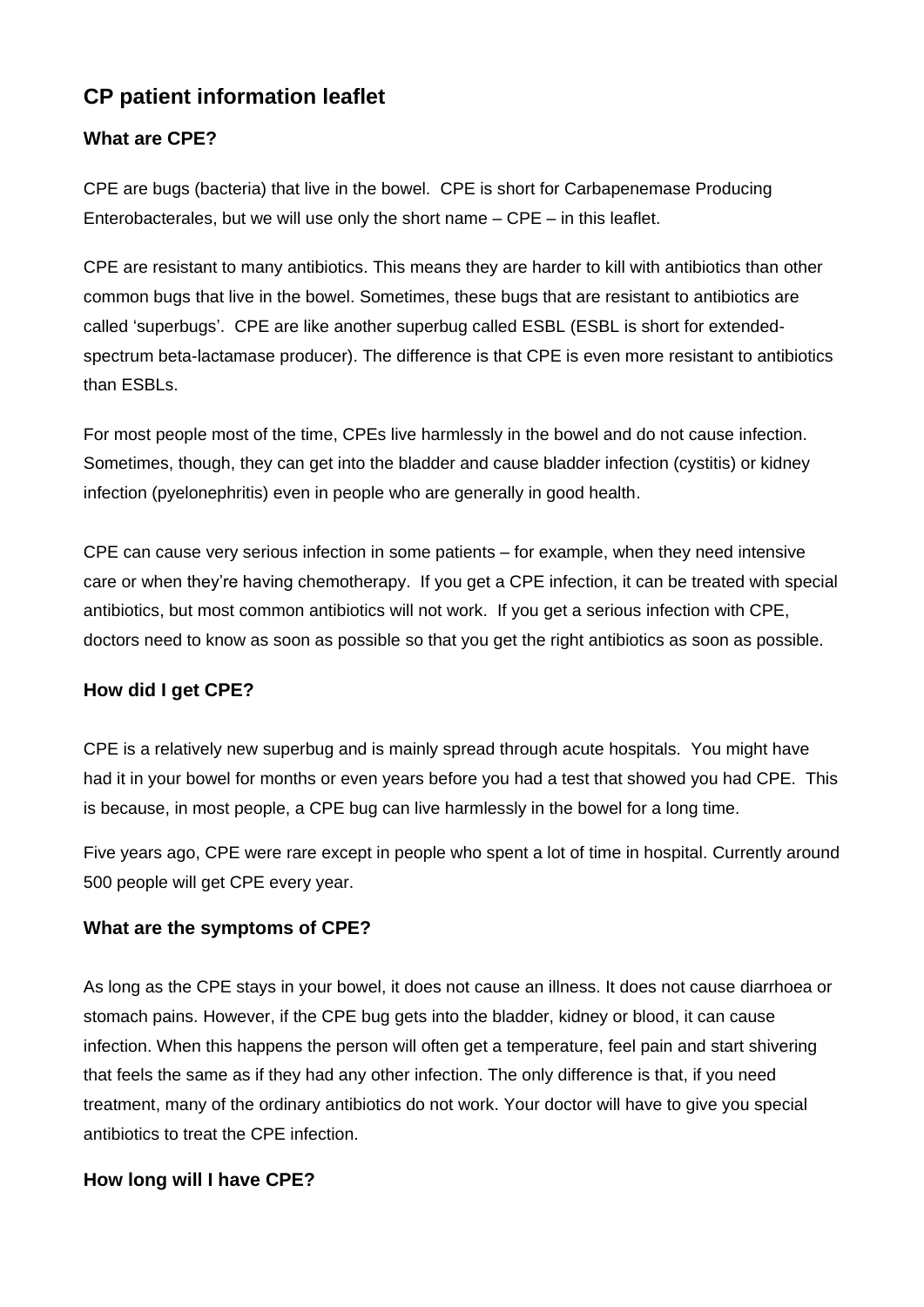# CP patient information leaflet

## What are CPE?

CPE are bugs (bacteria) that live in the bowel. CPE is short for Carbapenemase Producing Enterobacterales, but we will use only the short name – CPE – in this leaflet.

CPE are resistant to many antibiotics. This means they are harder to kill with antibiotics than other common bugs that live in the bowel. Sometimes, these bugs that are resistant to antibiotics are called 'superbugs'. CPE are like another superbug called ESBL (ESBL is short for extended-spectrum beta-lactamase producer). The difference is that CPE is even more resistant to antibiotics than ESBLs.

For most people most of the time, CPEs live harmlessly in the bowel and do not cause infection. Sometimes, though, they can get into the bladder and cause bladder infection (cystitis) or kidney infection (pyelonephritis) even in people who are generally in good health.

CPE can cause very serious infection in some patients – for example, when they need intensive care or when they're having chemotherapy. If you get a CPE infection, it can be treated with special antibiotics, but most common antibiotics will not work. If you get a serious infection with CPE, doctors need to know as soon as possible so that you get the right antibiotics as soon as possible.

## How did I get CPE?

CPE is a relatively new superbug and is mainly spread through acute hospitals. You might have had it in your bowel for months or even years before you had a test that showed you had CPE. This is because, in most people, a CPE bug can live harmlessly in the bowel for a long time.

Five years ago, CPE were rare except in people who spent a lot of time in hospital. Currently around 500 people will get CPE every year.

## What are the symptoms of CPE?

As long as the CPE stays in your bowel, it does not cause an illness. It does not cause diarrhoea or stomach pains. However, if the CPE bug gets into the bladder, kidney or blood, it can cause infection. When this happens the person will often get a temperature, feel pain and start shivering that feels the same as if they had any other infection. The only difference is that, if you need treatment, many of the ordinary antibiotics do not work. Your doctor will have to give you special antibiotics to treat the CPE infection.

## How long will I have CPE?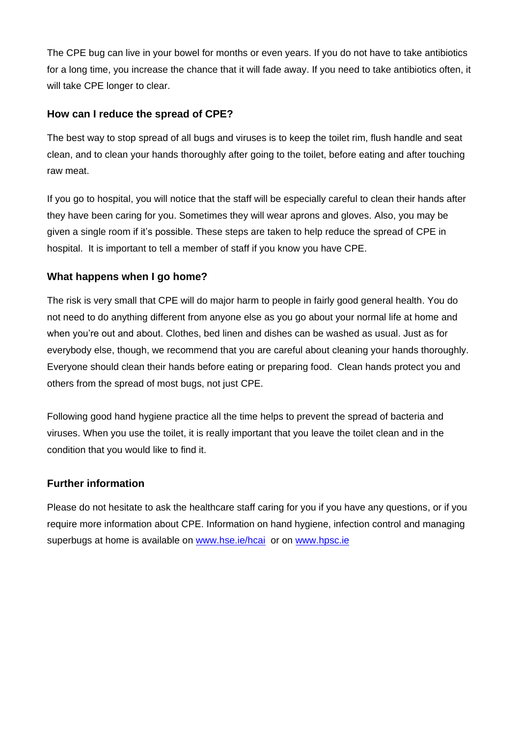The CPE bug can live in your bowel for months or even years. If you do not have to take antibiotics for a long time, you increase the chance that it will fade away. If you need to take antibiotics often, it will take CPE longer to clear.

### How can I reduce the spread of CPE?

The best way to stop spread of all bugs and viruses is to keep the toilet rim, flush handle and seat clean, and to clean your hands thoroughly after going to the toilet, before eating and after touching raw meat.

If you go to hospital, you will notice that the staff will be especially careful to clean their hands after they have been caring for you. Sometimes they will wear aprons and gloves. Also, you may be given a single room if it's possible. These steps are taken to help reduce the spread of CPE in hospital. It is important to tell a member of staff if you know you have CPE.

### What happens when I go home?

The risk is very small that CPE will do major harm to people in fairly good general health. You do not need to do anything different from anyone else as you go about your normal life at home and when you're out and about. Clothes, bed linen and dishes can be washed as usual. Just as for everybody else, though, we recommend that you are careful about cleaning your hands thoroughly. Everyone should clean their hands before eating or preparing food. Clean hands protect you and others from the spread of most bugs, not just CPE.

Following good hand hygiene practice all the time helps to prevent the spread of bacteria and viruses. When you use the toilet, it is really important that you leave the toilet clean and in the condition that you would like to find it.

### Further information

Please do not hesitate to ask the healthcare staff caring for you if you have any questions, or if you require more information about CPE. Information on hand hygiene, infection control and managing superbugs at home is available on [www.hse.ie/hcai](http://www.hse.ie/hcai) or on [www.hpsc.ie](http://www.hpsc.ie)